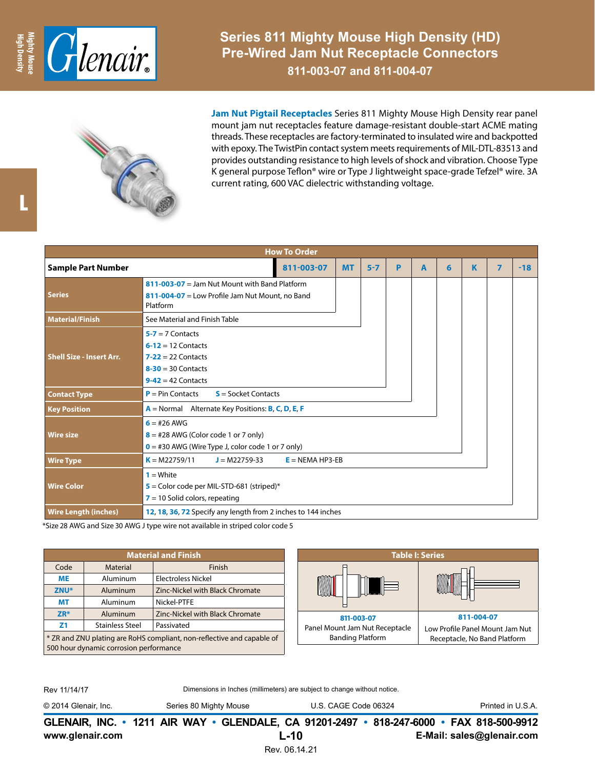# Series 811 Mighty Mouse High Density (HD) Pre-Wired Jam Nut Receptacle Connectors

### 811-003-07 and 811-004-07

**Jam Nut Pigtail Receptacles** Series 811 Mighty Mouse High Density rear panel mount jam nut receptacles feature damage-resistant double-start ACME mating threads. These receptacles are factory-terminated to insulated wire and backpotted with epoxy. The TwistPin contact system meets requirements of MIL-DTL-83513 and provides outstanding resistance to high levels of shock and vibration. Choose Type K general purpose Teflon® wire or Type J lightweight space-grade Tefzel® wire. 3A current rating, 600 VAC dielectric withstanding voltage.

## How To Order

| Sample Part Number | 811-003-07 | MT | 5-7 | P | A | 6 | K | 7 | -18 |
|---|---|---|---|---|---|---|---|---|---|
| **Series** | 811-003-07 = Jam Nut Mount with Band Platform<br>811-004-07 = Low Profile Jam Nut Mount, no Band Platform | | | | | | | | |
| **Material/Finish** | See Material and Finish Table | | | | | | | | |
| **Shell Size - Insert Arr.** | 5-7 = 7 Contacts<br>6-12 = 12 Contacts<br>7-22 = 22 Contacts<br>8-30 = 30 Contacts<br>9-42 = 42 Contacts | | | | | | | | |
| **Contact Type** | P = Pin Contacts S = Socket Contacts | | | | | | | | |
| **Key Position** | A = Normal Alternate Key Positions: B, C, D, E, F | | | | | | | | |
| **Wire size** | 6 = #26 AWG<br>8 = #28 AWG (Color code 1 or 7 only)<br>0 = #30 AWG (Wire Type J, color code 1 or 7 only) | | | | | | | | |
| **Wire Type** | K = M22759/11 J = M22759-33 E = NEMA HP3-EB | | | | | | | | |
| **Wire Color** | 1 = White<br>5 = Color code per MIL-STD-681 (striped)*<br>7 = 10 Solid colors, repeating | | | | | | | | |
| **Wire Length (inches)** | 12, 18, 36, 72 Specify any length from 2 inches to 144 inches | | | | | | | | |

*Size 28 AWG and Size 30 AWG J type wire not available in striped color code 5

## Material and Finish

| Code | Material | Finish |
|---|---|---|
| ME | Aluminum | Electroless Nickel |
| ZNU* | Aluminum | Zinc-Nickel with Black Chromate |
| MT | Aluminum | Nickel-PTFE |
| ZR* | Aluminum | Zinc-Nickel with Black Chromate |
| Z1 | Stainless Steel | Passivated |

* ZR and ZNU plating are RoHS compliant, non-reflective and capable of 500 hour dynamic corrosion performance

## Table I: Series

| 811-003-07 | 811-004-07 |
|---|---|
| Panel Mount Jam Nut Receptacle Banding Platform | Low Profile Panel Mount Jam Nut Receptacle, No Band Platform |

Rev 11/14/17

Dimensions in Inches (millimeters) are subject to change without notice.

© 2014 Glenair, Inc. Series 80 Mighty Mouse U.S. CAGE Code 06324 Printed in U.S.A.

**GLENAIR, INC. • 1211 AIR WAY • GLENDALE, CA 91201-2497 • 818-247-6000 • FAX 818-500-9912**

**www.glenair.com** **E-Mail: sales@glenair.com**

Rev. 06.14.21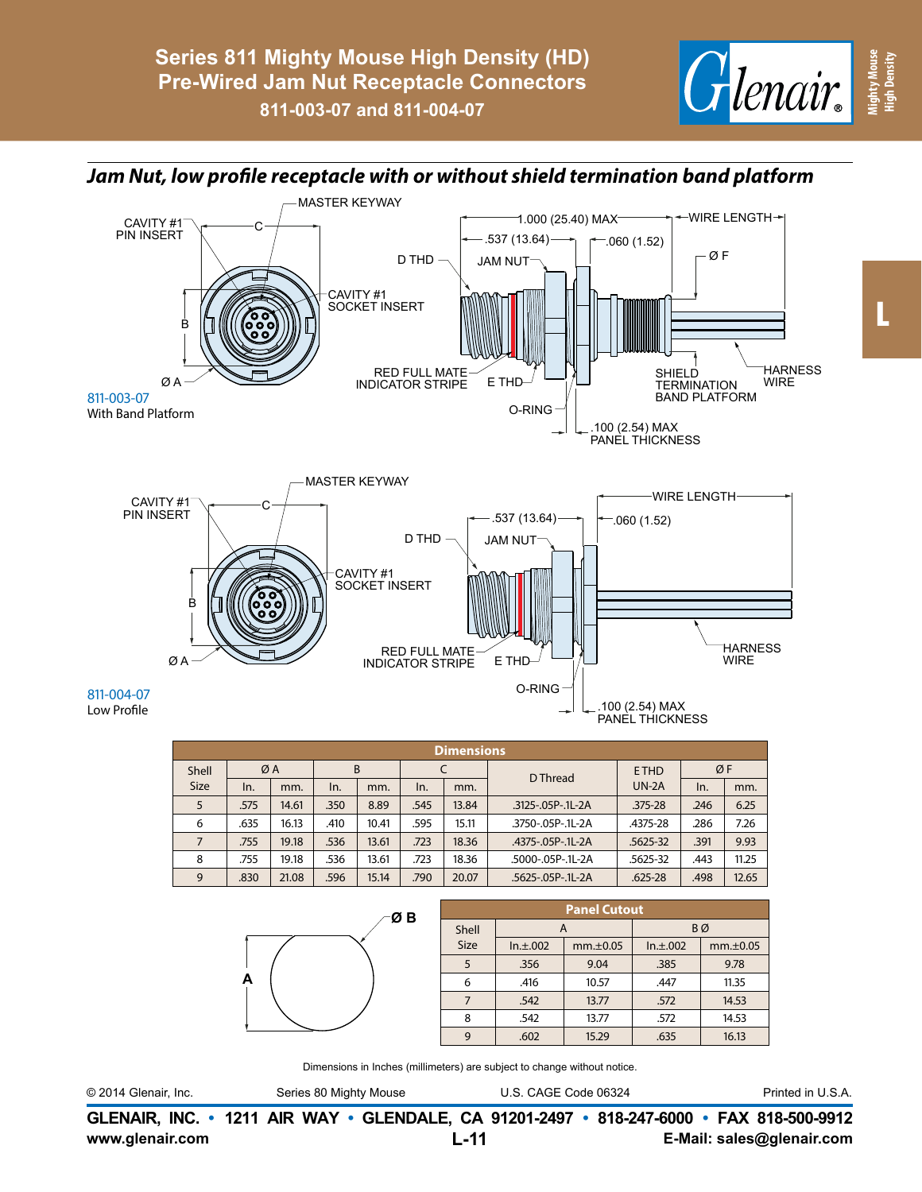# Series 811 Mighty Mouse High Density (HD) Pre-Wired Jam Nut Receptacle Connectors

## 811-003-07 and 811-004-07

## *Jam Nut, low profile receptacle with or without shield termination band platform*

MASTER KEYWAY
CAVITY #1 PIN INSERT
C
B
Ø A
CAVITY #1 SOCKET INSERT
D THD
JAM NUT
1.000 (25.40) MAX
.537 (13.64)
.060 (1.52)
WIRE LENGTH
Ø F
RED FULL MATE INDICATOR STRIPE
E THD
O-RING
.100 (2.54) MAX PANEL THICKNESS
SHIELD TERMINATION BAND PLATFORM
HARNESS WIRE

811-003-07
With Band Platform

MASTER KEYWAY
CAVITY #1 PIN INSERT
C
B
Ø A
CAVITY #1 SOCKET INSERT
D THD
JAM NUT
.537 (13.64)
.060 (1.52)
WIRE LENGTH
RED FULL MATE INDICATOR STRIPE
E THD
O-RING
.100 (2.54) MAX PANEL THICKNESS
HARNESS WIRE

811-004-07
Low Profile

**Dimensions**

| Shell Size | Ø A | | B | | C | | D Thread | E THD UN-2A | Ø F | |
|---|---|---|---|---|---|---|---|---|---|---|
| | In. | mm. | In. | mm. | In. | mm. | | | In. | mm. |
| 5 | .575 | 14.61 | .350 | 8.89 | .545 | 13.84 | .3125-.05P-.1L-2A | .375-28 | .246 | 6.25 |
| 6 | .635 | 16.13 | .410 | 10.41 | .595 | 15.11 | .3750-.05P-.1L-2A | .4375-28 | .286 | 7.26 |
| 7 | .755 | 19.18 | .536 | 13.61 | .723 | 18.36 | .4375-.05P-.1L-2A | .5625-32 | .391 | 9.93 |
| 8 | .755 | 19.18 | .536 | 13.61 | .723 | 18.36 | .5000-.05P-.1L-2A | .5625-32 | .443 | 11.25 |
| 9 | .830 | 21.08 | .596 | 15.14 | .790 | 20.07 | .5625-.05P-.1L-2A | .625-28 | .498 | 12.65 |

Ø B
A

**Panel Cutout**

| Shell Size | A | | B Ø | |
|---|---|---|---|---|
| | In.±.002 | mm.±0.05 | In.±.002 | mm.±0.05 |
| 5 | .356 | 9.04 | .385 | 9.78 |
| 6 | .416 | 10.57 | .447 | 11.35 |
| 7 | .542 | 13.77 | .572 | 14.53 |
| 8 | .542 | 13.77 | .572 | 14.53 |
| 9 | .602 | 15.29 | .635 | 16.13 |

Dimensions in Inches (millimeters) are subject to change without notice.